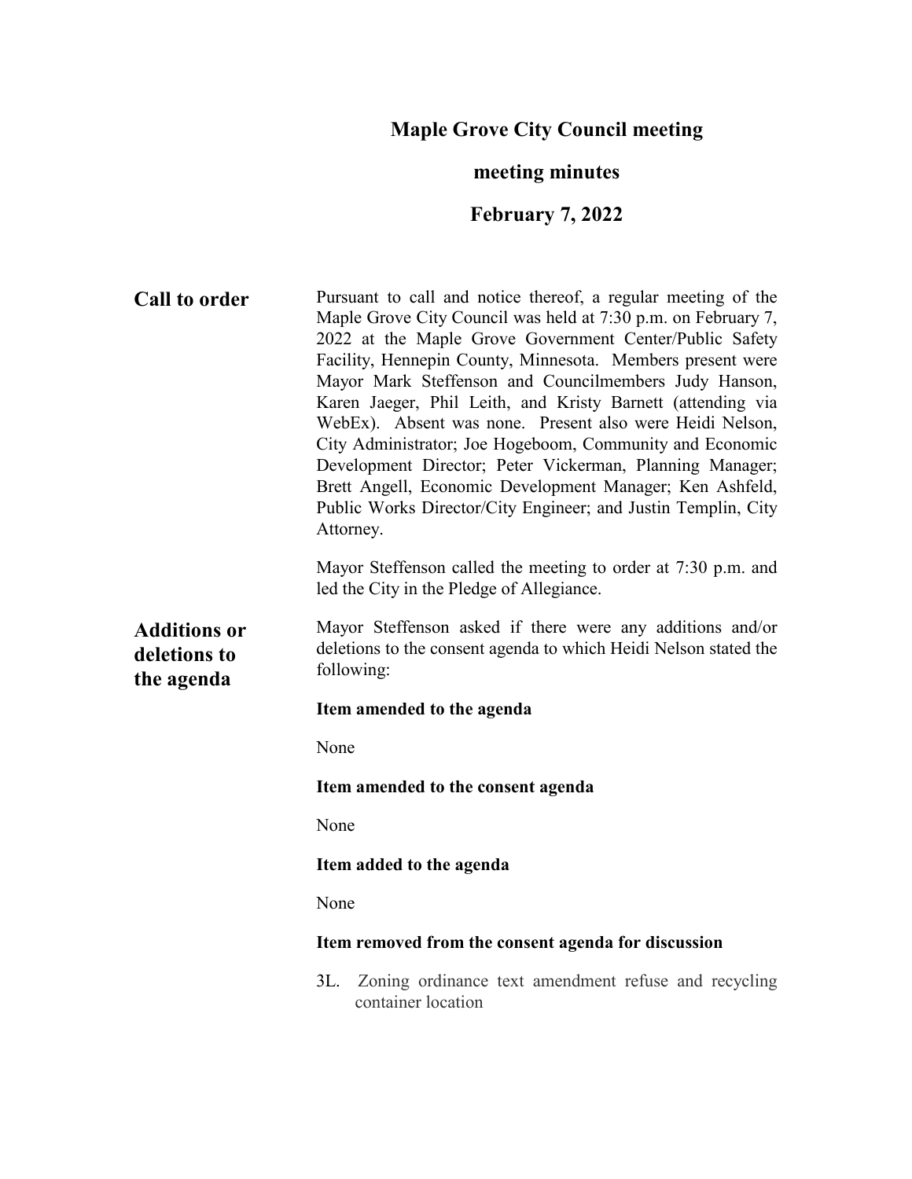# Maple Grove City Council meeting

## meeting minutes

## February 7, 2022

**Call to order**

Pursuant to call and notice thereof, a regular meeting of the Maple Grove City Council was held at 7:30 p.m. on February 7, 2022 at the Maple Grove Government Center/Public Safety Facility, Hennepin County, Minnesota. Members present were Mayor Mark Steffenson and Councilmembers Judy Hanson, Karen Jaeger, Phil Leith, and Kristy Barnett (attending via WebEx). Absent was none. Present also were Heidi Nelson, City Administrator; Joe Hogeboom, Community and Economic Development Director; Peter Vickerman, Planning Manager; Brett Angell, Economic Development Manager; Ken Ashfeld, Public Works Director/City Engineer; and Justin Templin, City Attorney.

Mayor Steffenson called the meeting to order at 7:30 p.m. and led the City in the Pledge of Allegiance.

**Additions or deletions to the agenda**

Mayor Steffenson asked if there were any additions and/or deletions to the consent agenda to which Heidi Nelson stated the following:

**Item amended to the agenda**

None

**Item amended to the consent agenda**

None

**Item added to the agenda**

None

**Item removed from the consent agenda for discussion**

3L. Zoning ordinance text amendment refuse and recycling container location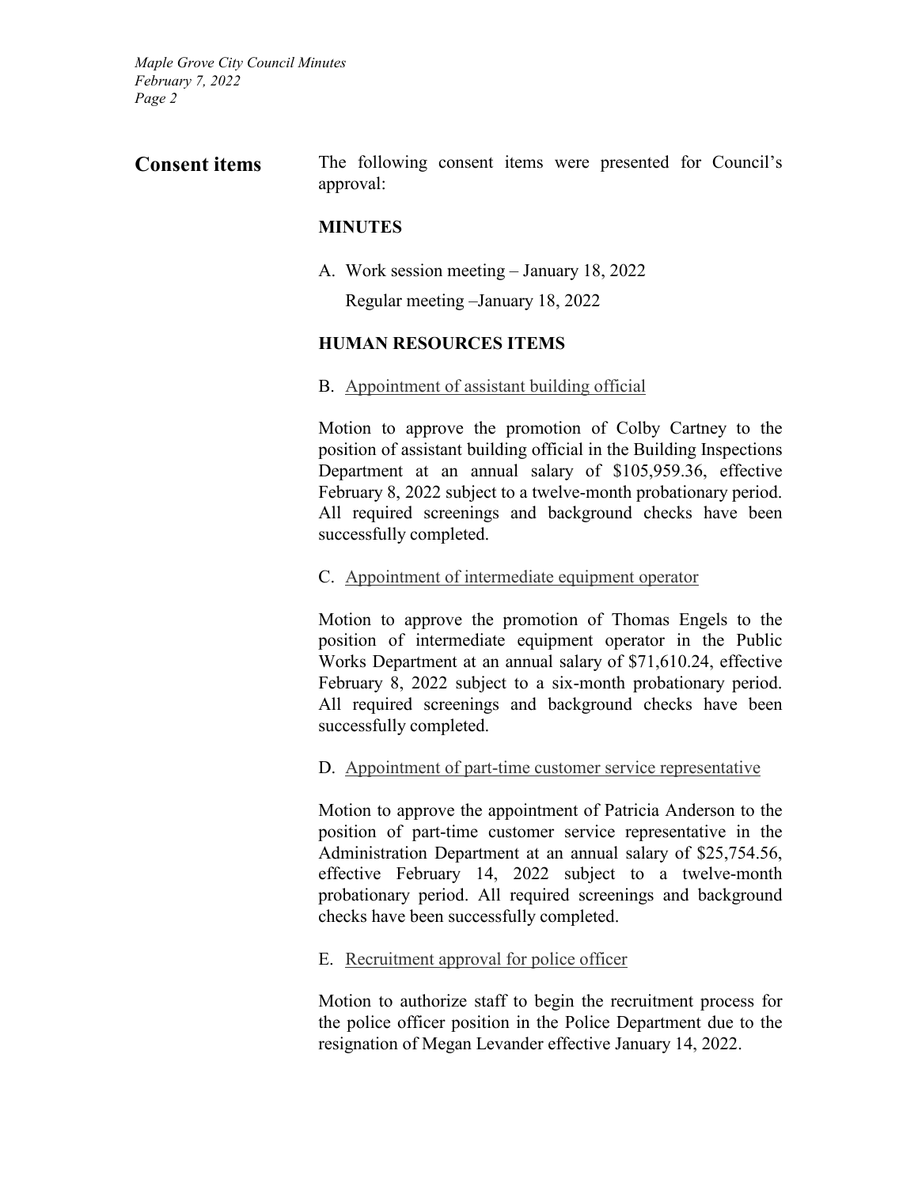## Consent items

The following consent items were presented for Council's approval:

**MINUTES**

A. Work session meeting – January 18, 2022

Regular meeting –January 18, 2022

**HUMAN RESOURCES ITEMS**

B. Appointment of assistant building official

Motion to approve the promotion of Colby Cartney to the position of assistant building official in the Building Inspections Department at an annual salary of $105,959.36, effective February 8, 2022 subject to a twelve-month probationary period. All required screenings and background checks have been successfully completed.

C. Appointment of intermediate equipment operator

Motion to approve the promotion of Thomas Engels to the position of intermediate equipment operator in the Public Works Department at an annual salary of $71,610.24, effective February 8, 2022 subject to a six-month probationary period. All required screenings and background checks have been successfully completed.

D. Appointment of part-time customer service representative

Motion to approve the appointment of Patricia Anderson to the position of part-time customer service representative in the Administration Department at an annual salary of $25,754.56, effective February 14, 2022 subject to a twelve-month probationary period. All required screenings and background checks have been successfully completed.

E. Recruitment approval for police officer

Motion to authorize staff to begin the recruitment process for the police officer position in the Police Department due to the resignation of Megan Levander effective January 14, 2022.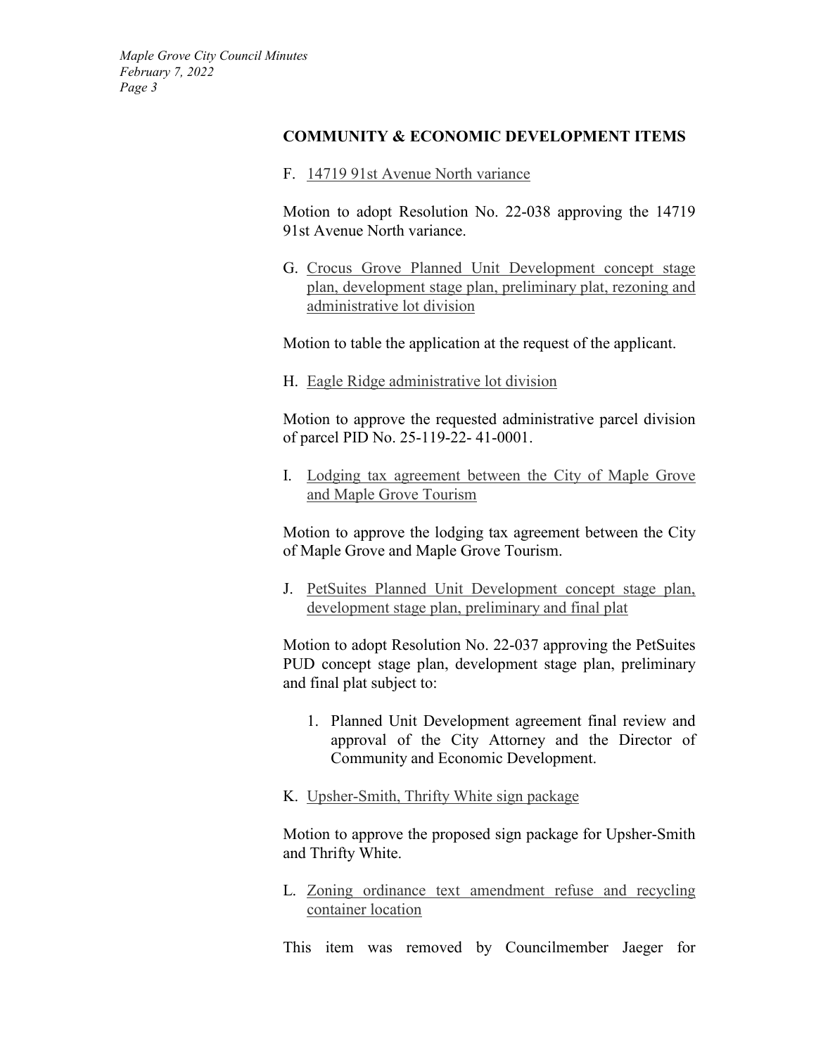## COMMUNITY & ECONOMIC DEVELOPMENT ITEMS

F. 14719 91st Avenue North variance

Motion to adopt Resolution No. 22-038 approving the 14719 91st Avenue North variance.

G. Crocus Grove Planned Unit Development concept stage plan, development stage plan, preliminary plat, rezoning and administrative lot division

Motion to table the application at the request of the applicant.

H. Eagle Ridge administrative lot division

Motion to approve the requested administrative parcel division of parcel PID No. 25-119-22- 41-0001.

I. Lodging tax agreement between the City of Maple Grove and Maple Grove Tourism

Motion to approve the lodging tax agreement between the City of Maple Grove and Maple Grove Tourism.

J. PetSuites Planned Unit Development concept stage plan, development stage plan, preliminary and final plat

Motion to adopt Resolution No. 22-037 approving the PetSuites PUD concept stage plan, development stage plan, preliminary and final plat subject to:

1. Planned Unit Development agreement final review and approval of the City Attorney and the Director of Community and Economic Development.

K. Upsher-Smith, Thrifty White sign package

Motion to approve the proposed sign package for Upsher-Smith and Thrifty White.

L. Zoning ordinance text amendment refuse and recycling container location

This item was removed by Councilmember Jaeger for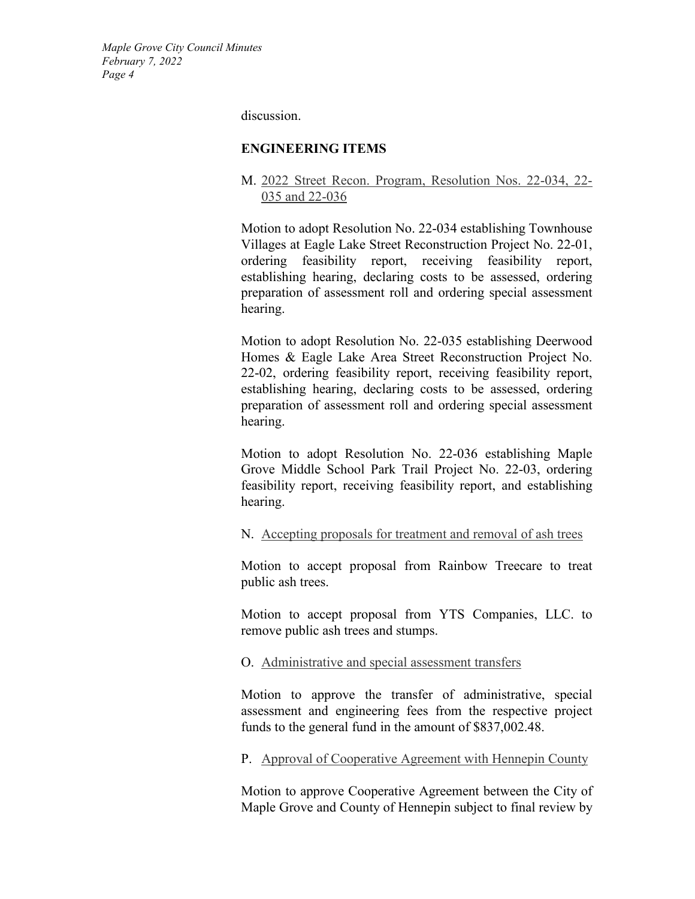discussion.

## ENGINEERING ITEMS

M. 2022 Street Recon. Program, Resolution Nos. 22-034, 22-035 and 22-036

Motion to adopt Resolution No. 22-034 establishing Townhouse Villages at Eagle Lake Street Reconstruction Project No. 22-01, ordering feasibility report, receiving feasibility report, establishing hearing, declaring costs to be assessed, ordering preparation of assessment roll and ordering special assessment hearing.

Motion to adopt Resolution No. 22-035 establishing Deerwood Homes & Eagle Lake Area Street Reconstruction Project No. 22-02, ordering feasibility report, receiving feasibility report, establishing hearing, declaring costs to be assessed, ordering preparation of assessment roll and ordering special assessment hearing.

Motion to adopt Resolution No. 22-036 establishing Maple Grove Middle School Park Trail Project No. 22-03, ordering feasibility report, receiving feasibility report, and establishing hearing.

N. Accepting proposals for treatment and removal of ash trees

Motion to accept proposal from Rainbow Treecare to treat public ash trees.

Motion to accept proposal from YTS Companies, LLC. to remove public ash trees and stumps.

O. Administrative and special assessment transfers

Motion to approve the transfer of administrative, special assessment and engineering fees from the respective project funds to the general fund in the amount of $837,002.48.

P. Approval of Cooperative Agreement with Hennepin County

Motion to approve Cooperative Agreement between the City of Maple Grove and County of Hennepin subject to final review by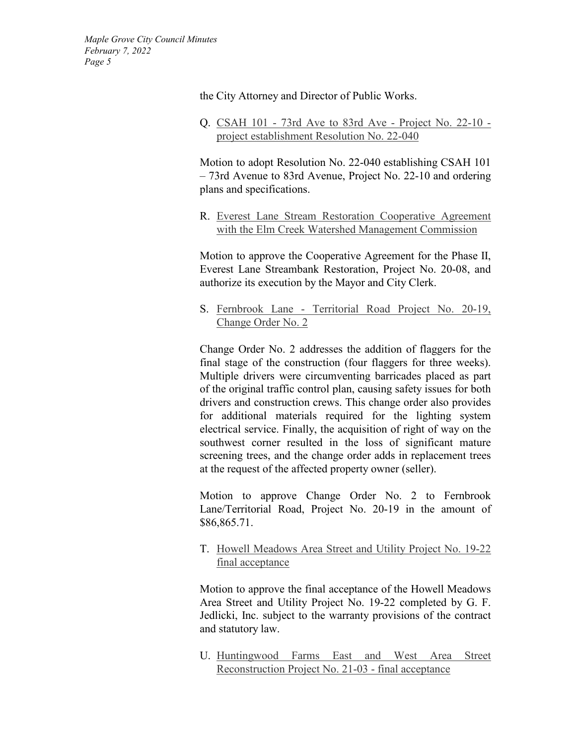the City Attorney and Director of Public Works.

Q. CSAH 101 - 73rd Ave to 83rd Ave - Project No. 22-10 - project establishment Resolution No. 22-040

Motion to adopt Resolution No. 22-040 establishing CSAH 101 – 73rd Avenue to 83rd Avenue, Project No. 22-10 and ordering plans and specifications.

R. Everest Lane Stream Restoration Cooperative Agreement with the Elm Creek Watershed Management Commission

Motion to approve the Cooperative Agreement for the Phase II, Everest Lane Streambank Restoration, Project No. 20-08, and authorize its execution by the Mayor and City Clerk.

S. Fernbrook Lane - Territorial Road Project No. 20-19, Change Order No. 2

Change Order No. 2 addresses the addition of flaggers for the final stage of the construction (four flaggers for three weeks). Multiple drivers were circumventing barricades placed as part of the original traffic control plan, causing safety issues for both drivers and construction crews. This change order also provides for additional materials required for the lighting system electrical service. Finally, the acquisition of right of way on the southwest corner resulted in the loss of significant mature screening trees, and the change order adds in replacement trees at the request of the affected property owner (seller).

Motion to approve Change Order No. 2 to Fernbrook Lane/Territorial Road, Project No. 20-19 in the amount of $86,865.71.

T. Howell Meadows Area Street and Utility Project No. 19-22 final acceptance

Motion to approve the final acceptance of the Howell Meadows Area Street and Utility Project No. 19-22 completed by G. F. Jedlicki, Inc. subject to the warranty provisions of the contract and statutory law.

U. Huntingwood Farms East and West Area Street Reconstruction Project No. 21-03 - final acceptance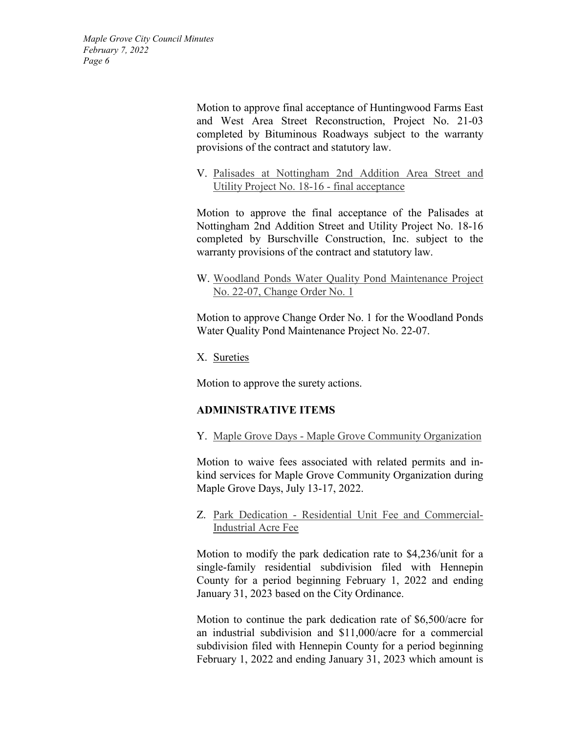Motion to approve final acceptance of Huntingwood Farms East and West Area Street Reconstruction, Project No. 21-03 completed by Bituminous Roadways subject to the warranty provisions of the contract and statutory law.

V. Palisades at Nottingham 2nd Addition Area Street and Utility Project No. 18-16 - final acceptance

Motion to approve the final acceptance of the Palisades at Nottingham 2nd Addition Street and Utility Project No. 18-16 completed by Burschville Construction, Inc. subject to the warranty provisions of the contract and statutory law.

W. Woodland Ponds Water Quality Pond Maintenance Project No. 22-07, Change Order No. 1

Motion to approve Change Order No. 1 for the Woodland Ponds Water Quality Pond Maintenance Project No. 22-07.

X. Sureties

Motion to approve the surety actions.

**ADMINISTRATIVE ITEMS**

Y. Maple Grove Days - Maple Grove Community Organization

Motion to waive fees associated with related permits and in-kind services for Maple Grove Community Organization during Maple Grove Days, July 13-17, 2022.

Z. Park Dedication - Residential Unit Fee and Commercial-Industrial Acre Fee

Motion to modify the park dedication rate to $4,236/unit for a single-family residential subdivision filed with Hennepin County for a period beginning February 1, 2022 and ending January 31, 2023 based on the City Ordinance.

Motion to continue the park dedication rate of $6,500/acre for an industrial subdivision and $11,000/acre for a commercial subdivision filed with Hennepin County for a period beginning February 1, 2022 and ending January 31, 2023 which amount is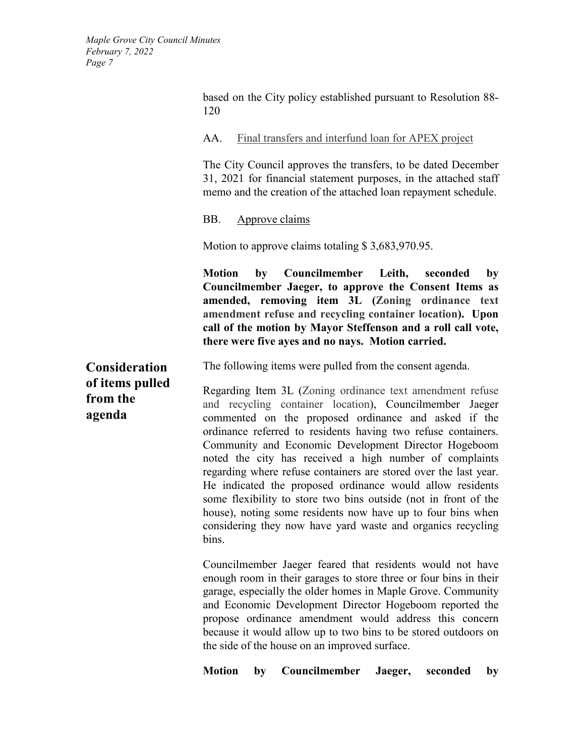based on the City policy established pursuant to Resolution 88-120

AA. Final transfers and interfund loan for APEX project

The City Council approves the transfers, to be dated December 31, 2021 for financial statement purposes, in the attached staff memo and the creation of the attached loan repayment schedule.

BB. Approve claims

Motion to approve claims totaling $ 3,683,970.95.

**Motion by Councilmember Leith, seconded by Councilmember Jaeger, to approve the Consent Items as amended, removing item 3L (Zoning ordinance text amendment refuse and recycling container location). Upon call of the motion by Mayor Steffenson and a roll call vote, there were five ayes and no nays. Motion carried.**

## Consideration of items pulled from the agenda

The following items were pulled from the consent agenda.

Regarding Item 3L (Zoning ordinance text amendment refuse and recycling container location), Councilmember Jaeger commented on the proposed ordinance and asked if the ordinance referred to residents having two refuse containers. Community and Economic Development Director Hogeboom noted the city has received a high number of complaints regarding where refuse containers are stored over the last year. He indicated the proposed ordinance would allow residents some flexibility to store two bins outside (not in front of the house), noting some residents now have up to four bins when considering they now have yard waste and organics recycling bins.

Councilmember Jaeger feared that residents would not have enough room in their garages to store three or four bins in their garage, especially the older homes in Maple Grove. Community and Economic Development Director Hogeboom reported the propose ordinance amendment would address this concern because it would allow up to two bins to be stored outdoors on the side of the house on an improved surface.

**Motion by Councilmember Jaeger, seconded by**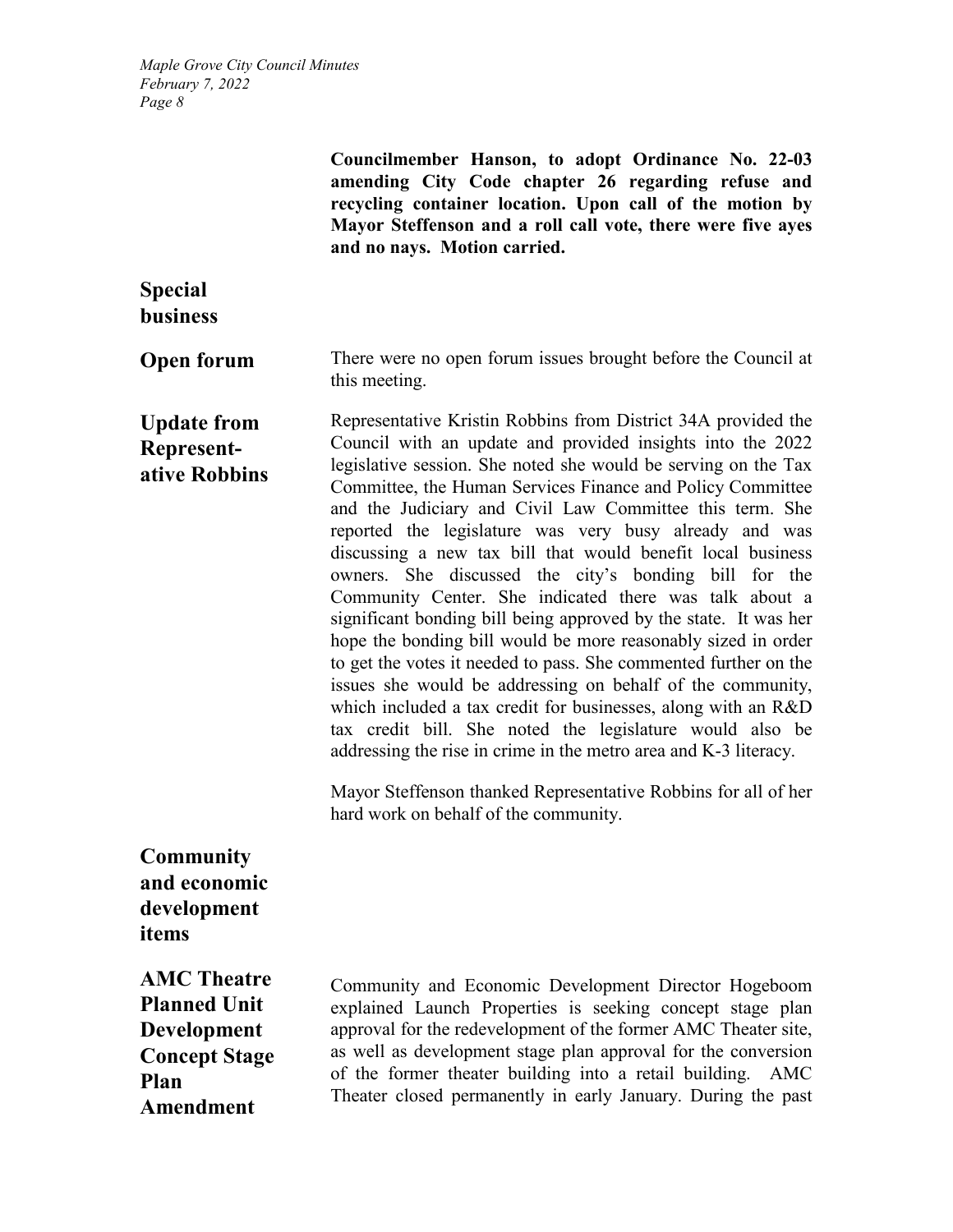**Councilmember Hanson, to adopt Ordinance No. 22-03 amending City Code chapter 26 regarding refuse and recycling container location. Upon call of the motion by Mayor Steffenson and a roll call vote, there were five ayes and no nays. Motion carried.**

## Special business

### Open forum

There were no open forum issues brought before the Council at this meeting.

### Update from Representative Robbins

Representative Kristin Robbins from District 34A provided the Council with an update and provided insights into the 2022 legislative session. She noted she would be serving on the Tax Committee, the Human Services Finance and Policy Committee and the Judiciary and Civil Law Committee this term. She reported the legislature was very busy already and was discussing a new tax bill that would benefit local business owners. She discussed the city's bonding bill for the Community Center. She indicated there was talk about a significant bonding bill being approved by the state. It was her hope the bonding bill would be more reasonably sized in order to get the votes it needed to pass. She commented further on the issues she would be addressing on behalf of the community, which included a tax credit for businesses, along with an R&D tax credit bill. She noted the legislature would also be addressing the rise in crime in the metro area and K-3 literacy.

Mayor Steffenson thanked Representative Robbins for all of her hard work on behalf of the community.

## Community and economic development items

### AMC Theatre Planned Unit Development Concept Stage Plan Amendment

Community and Economic Development Director Hogeboom explained Launch Properties is seeking concept stage plan approval for the redevelopment of the former AMC Theater site, as well as development stage plan approval for the conversion of the former theater building into a retail building. AMC Theater closed permanently in early January. During the past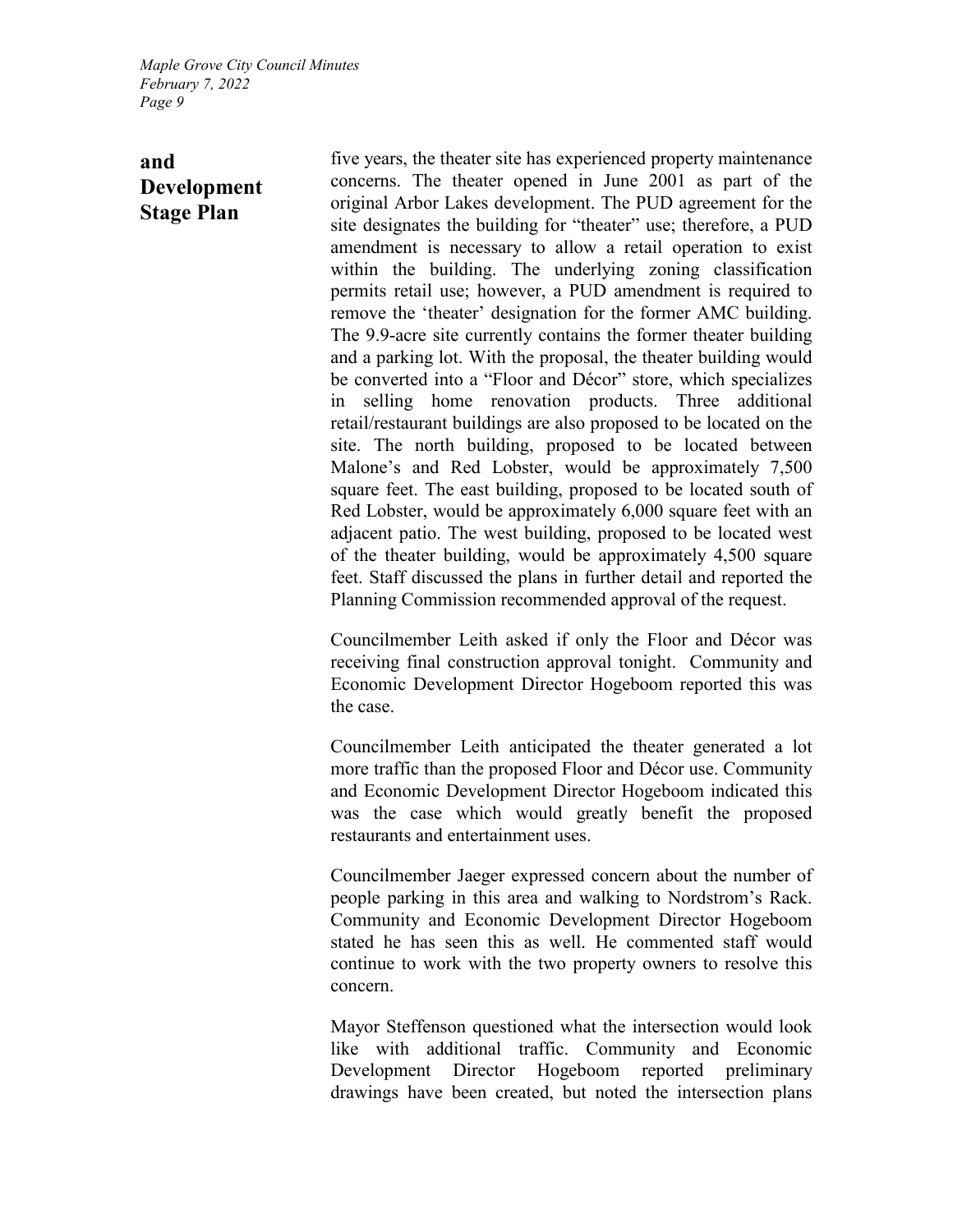**and Development Stage Plan**

five years, the theater site has experienced property maintenance concerns. The theater opened in June 2001 as part of the original Arbor Lakes development. The PUD agreement for the site designates the building for "theater" use; therefore, a PUD amendment is necessary to allow a retail operation to exist within the building. The underlying zoning classification permits retail use; however, a PUD amendment is required to remove the 'theater' designation for the former AMC building. The 9.9-acre site currently contains the former theater building and a parking lot. With the proposal, the theater building would be converted into a "Floor and Décor" store, which specializes in selling home renovation products. Three additional retail/restaurant buildings are also proposed to be located on the site. The north building, proposed to be located between Malone's and Red Lobster, would be approximately 7,500 square feet. The east building, proposed to be located south of Red Lobster, would be approximately 6,000 square feet with an adjacent patio. The west building, proposed to be located west of the theater building, would be approximately 4,500 square feet. Staff discussed the plans in further detail and reported the Planning Commission recommended approval of the request.

Councilmember Leith asked if only the Floor and Décor was receiving final construction approval tonight. Community and Economic Development Director Hogeboom reported this was the case.

Councilmember Leith anticipated the theater generated a lot more traffic than the proposed Floor and Décor use. Community and Economic Development Director Hogeboom indicated this was the case which would greatly benefit the proposed restaurants and entertainment uses.

Councilmember Jaeger expressed concern about the number of people parking in this area and walking to Nordstrom's Rack. Community and Economic Development Director Hogeboom stated he has seen this as well. He commented staff would continue to work with the two property owners to resolve this concern.

Mayor Steffenson questioned what the intersection would look like with additional traffic. Community and Economic Development Director Hogeboom reported preliminary drawings have been created, but noted the intersection plans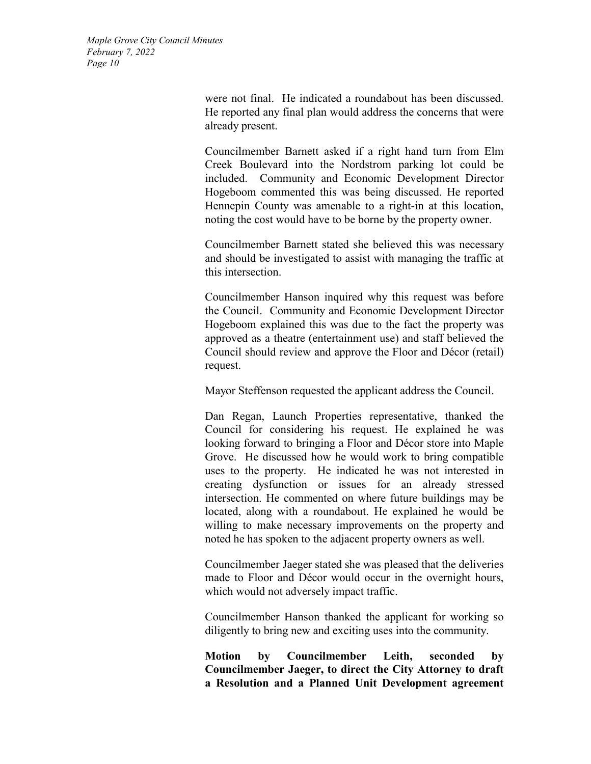were not final. He indicated a roundabout has been discussed. He reported any final plan would address the concerns that were already present.

Councilmember Barnett asked if a right hand turn from Elm Creek Boulevard into the Nordstrom parking lot could be included. Community and Economic Development Director Hogeboom commented this was being discussed. He reported Hennepin County was amenable to a right-in at this location, noting the cost would have to be borne by the property owner.

Councilmember Barnett stated she believed this was necessary and should be investigated to assist with managing the traffic at this intersection.

Councilmember Hanson inquired why this request was before the Council. Community and Economic Development Director Hogeboom explained this was due to the fact the property was approved as a theatre (entertainment use) and staff believed the Council should review and approve the Floor and Décor (retail) request.

Mayor Steffenson requested the applicant address the Council.

Dan Regan, Launch Properties representative, thanked the Council for considering his request. He explained he was looking forward to bringing a Floor and Décor store into Maple Grove. He discussed how he would work to bring compatible uses to the property. He indicated he was not interested in creating dysfunction or issues for an already stressed intersection. He commented on where future buildings may be located, along with a roundabout. He explained he would be willing to make necessary improvements on the property and noted he has spoken to the adjacent property owners as well.

Councilmember Jaeger stated she was pleased that the deliveries made to Floor and Décor would occur in the overnight hours, which would not adversely impact traffic.

Councilmember Hanson thanked the applicant for working so diligently to bring new and exciting uses into the community.

**Motion by Councilmember Leith, seconded by Councilmember Jaeger, to direct the City Attorney to draft a Resolution and a Planned Unit Development agreement**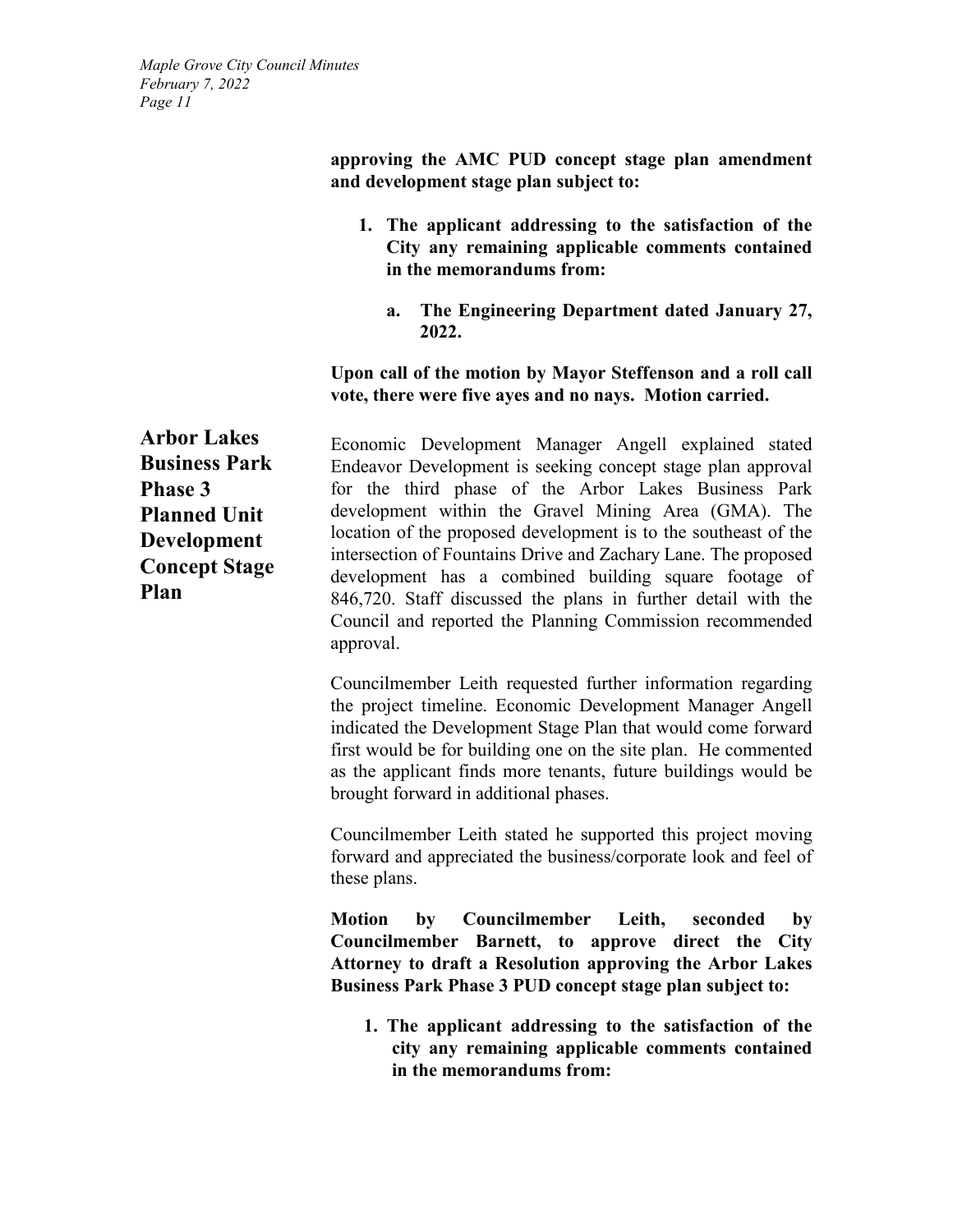**approving the AMC PUD concept stage plan amendment and development stage plan subject to:**

1. **The applicant addressing to the satisfaction of the City any remaining applicable comments contained in the memorandums from:**

    a. **The Engineering Department dated January 27, 2022.**

**Upon call of the motion by Mayor Steffenson and a roll call vote, there were five ayes and no nays. Motion carried.**

## Arbor Lakes Business Park Phase 3 Planned Unit Development Concept Stage Plan

Economic Development Manager Angell explained stated Endeavor Development is seeking concept stage plan approval for the third phase of the Arbor Lakes Business Park development within the Gravel Mining Area (GMA). The location of the proposed development is to the southeast of the intersection of Fountains Drive and Zachary Lane. The proposed development has a combined building square footage of 846,720. Staff discussed the plans in further detail with the Council and reported the Planning Commission recommended approval.

Councilmember Leith requested further information regarding the project timeline. Economic Development Manager Angell indicated the Development Stage Plan that would come forward first would be for building one on the site plan. He commented as the applicant finds more tenants, future buildings would be brought forward in additional phases.

Councilmember Leith stated he supported this project moving forward and appreciated the business/corporate look and feel of these plans.

**Motion by Councilmember Leith, seconded by Councilmember Barnett, to approve direct the City Attorney to draft a Resolution approving the Arbor Lakes Business Park Phase 3 PUD concept stage plan subject to:**

1. **The applicant addressing to the satisfaction of the city any remaining applicable comments contained in the memorandums from:**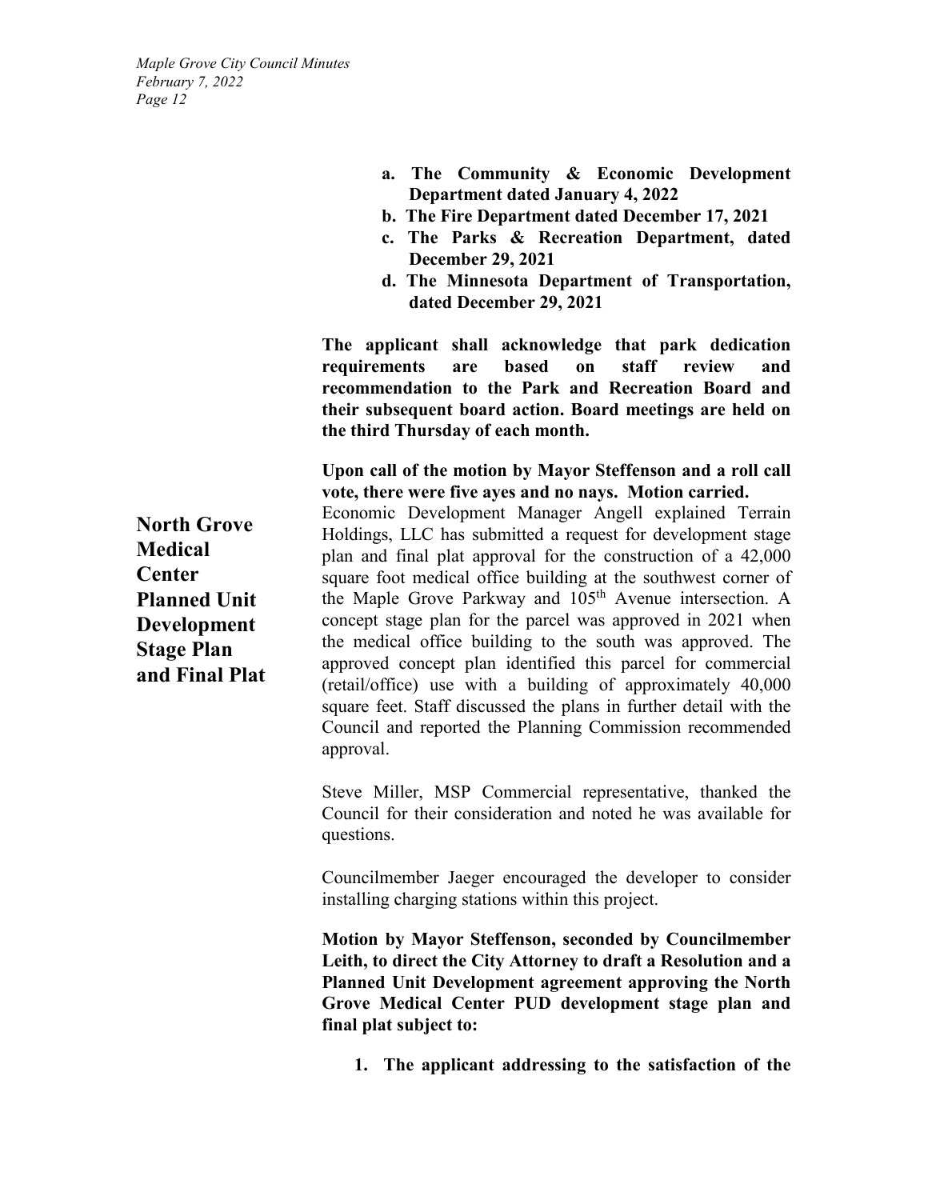a. **The Community & Economic Development Department dated January 4, 2022**
b. **The Fire Department dated December 17, 2021**
c. **The Parks & Recreation Department, dated December 29, 2021**
d. **The Minnesota Department of Transportation, dated December 29, 2021**

**The applicant shall acknowledge that park dedication requirements are based on staff review and recommendation to the Park and Recreation Board and their subsequent board action. Board meetings are held on the third Thursday of each month.**

**Upon call of the motion by Mayor Steffenson and a roll call vote, there were five ayes and no nays. Motion carried.**

## North Grove Medical Center Planned Unit Development Stage Plan and Final Plat

Economic Development Manager Angell explained Terrain Holdings, LLC has submitted a request for development stage plan and final plat approval for the construction of a 42,000 square foot medical office building at the southwest corner of the Maple Grove Parkway and 105th Avenue intersection. A concept stage plan for the parcel was approved in 2021 when the medical office building to the south was approved. The approved concept plan identified this parcel for commercial (retail/office) use with a building of approximately 40,000 square feet. Staff discussed the plans in further detail with the Council and reported the Planning Commission recommended approval.

Steve Miller, MSP Commercial representative, thanked the Council for their consideration and noted he was available for questions.

Councilmember Jaeger encouraged the developer to consider installing charging stations within this project.

**Motion by Mayor Steffenson, seconded by Councilmember Leith, to direct the City Attorney to draft a Resolution and a Planned Unit Development agreement approving the North Grove Medical Center PUD development stage plan and final plat subject to:**

1. **The applicant addressing to the satisfaction of the**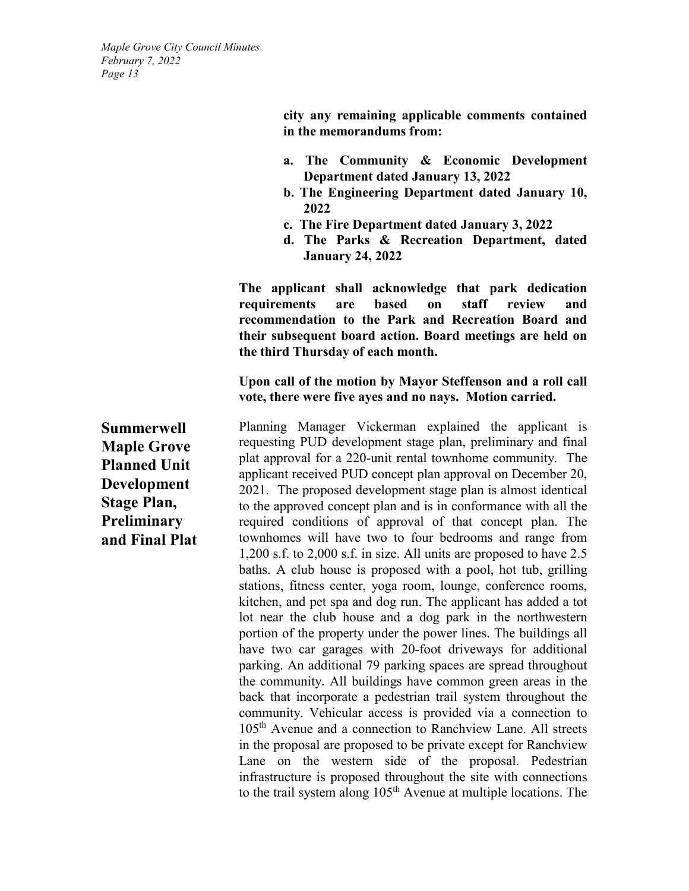**city any remaining applicable comments contained in the memorandums from:**

**a. The Community & Economic Development Department dated January 13, 2022**
**b. The Engineering Department dated January 10, 2022**
**c. The Fire Department dated January 3, 2022**
**d. The Parks & Recreation Department, dated January 24, 2022**

**The applicant shall acknowledge that park dedication requirements are based on staff review and recommendation to the Park and Recreation Board and their subsequent board action. Board meetings are held on the third Thursday of each month.**

**Upon call of the motion by Mayor Steffenson and a roll call vote, there were five ayes and no nays. Motion carried.**

## Summerwell Maple Grove Planned Unit Development Stage Plan, Preliminary and Final Plat

Planning Manager Vickerman explained the applicant is requesting PUD development stage plan, preliminary and final plat approval for a 220-unit rental townhome community. The applicant received PUD concept plan approval on December 20, 2021. The proposed development stage plan is almost identical to the approved concept plan and is in conformance with all the required conditions of approval of that concept plan. The townhomes will have two to four bedrooms and range from 1,200 s.f. to 2,000 s.f. in size. All units are proposed to have 2.5 baths. A club house is proposed with a pool, hot tub, grilling stations, fitness center, yoga room, lounge, conference rooms, kitchen, and pet spa and dog run. The applicant has added a tot lot near the club house and a dog park in the northwestern portion of the property under the power lines. The buildings all have two car garages with 20-foot driveways for additional parking. An additional 79 parking spaces are spread throughout the community. All buildings have common green areas in the back that incorporate a pedestrian trail system throughout the community. Vehicular access is provided via a connection to 105th Avenue and a connection to Ranchview Lane. All streets in the proposal are proposed to be private except for Ranchview Lane on the western side of the proposal. Pedestrian infrastructure is proposed throughout the site with connections to the trail system along 105th Avenue at multiple locations. The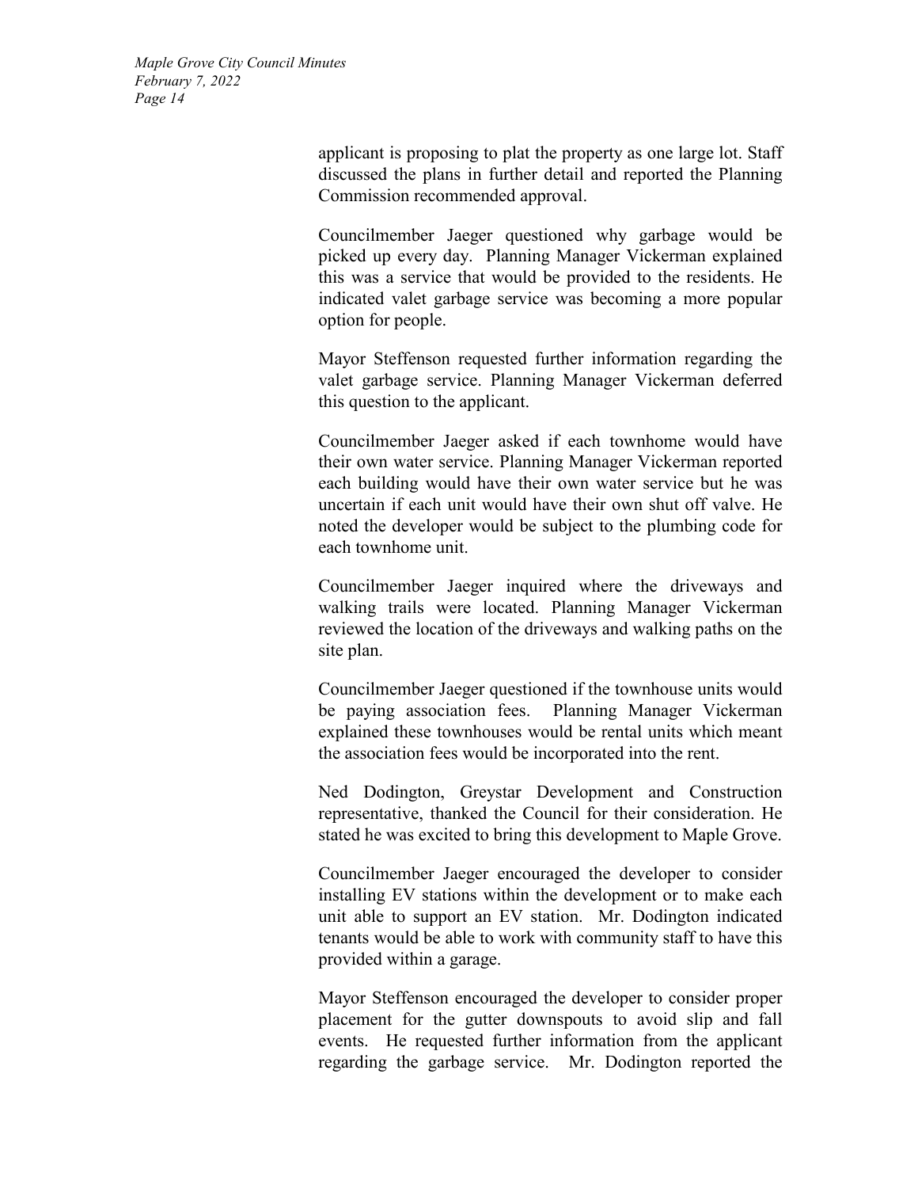applicant is proposing to plat the property as one large lot. Staff discussed the plans in further detail and reported the Planning Commission recommended approval.

Councilmember Jaeger questioned why garbage would be picked up every day. Planning Manager Vickerman explained this was a service that would be provided to the residents. He indicated valet garbage service was becoming a more popular option for people.

Mayor Steffenson requested further information regarding the valet garbage service. Planning Manager Vickerman deferred this question to the applicant.

Councilmember Jaeger asked if each townhome would have their own water service. Planning Manager Vickerman reported each building would have their own water service but he was uncertain if each unit would have their own shut off valve. He noted the developer would be subject to the plumbing code for each townhome unit.

Councilmember Jaeger inquired where the driveways and walking trails were located. Planning Manager Vickerman reviewed the location of the driveways and walking paths on the site plan.

Councilmember Jaeger questioned if the townhouse units would be paying association fees. Planning Manager Vickerman explained these townhouses would be rental units which meant the association fees would be incorporated into the rent.

Ned Dodington, Greystar Development and Construction representative, thanked the Council for their consideration. He stated he was excited to bring this development to Maple Grove.

Councilmember Jaeger encouraged the developer to consider installing EV stations within the development or to make each unit able to support an EV station. Mr. Dodington indicated tenants would be able to work with community staff to have this provided within a garage.

Mayor Steffenson encouraged the developer to consider proper placement for the gutter downspouts to avoid slip and fall events. He requested further information from the applicant regarding the garbage service. Mr. Dodington reported the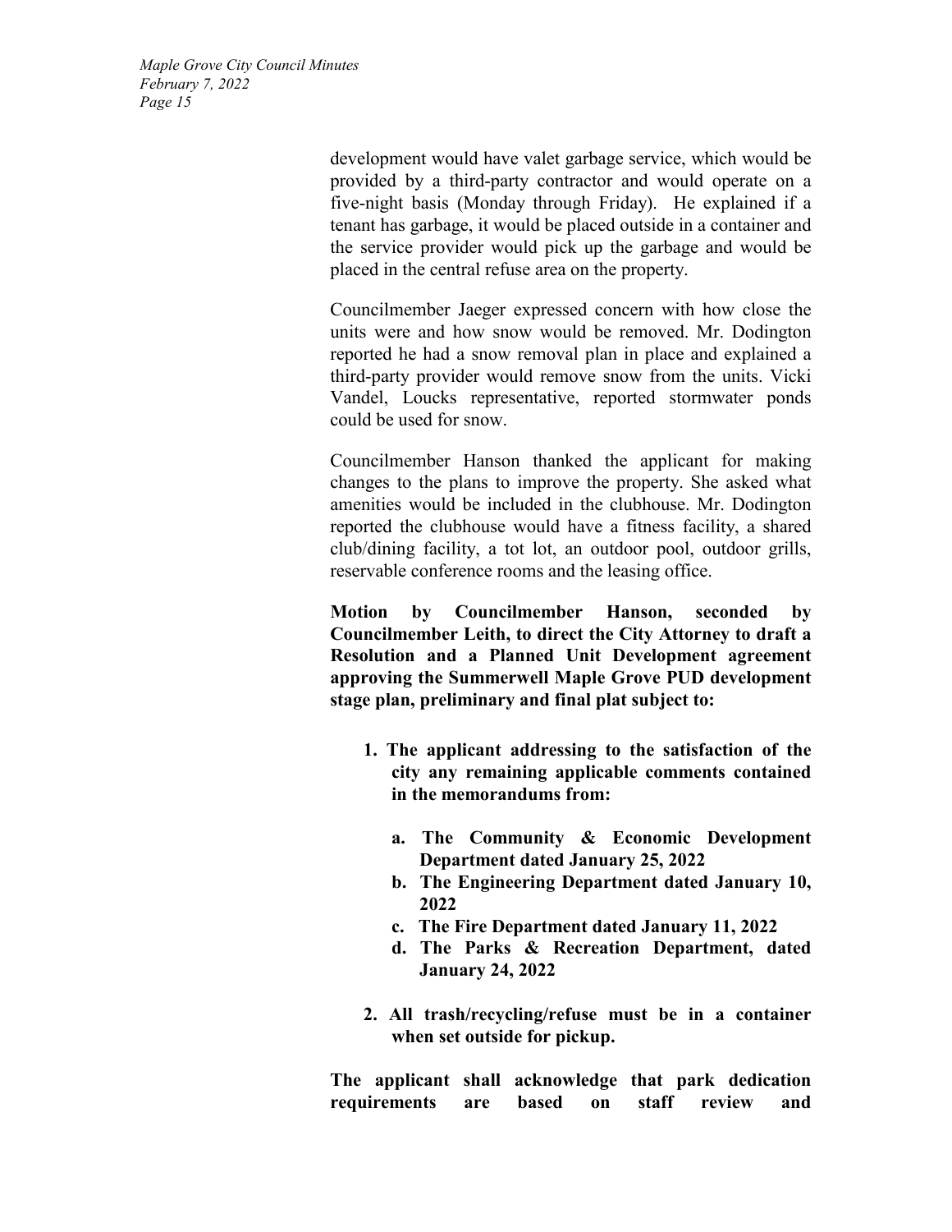development would have valet garbage service, which would be provided by a third-party contractor and would operate on a five-night basis (Monday through Friday). He explained if a tenant has garbage, it would be placed outside in a container and the service provider would pick up the garbage and would be placed in the central refuse area on the property.

Councilmember Jaeger expressed concern with how close the units were and how snow would be removed. Mr. Dodington reported he had a snow removal plan in place and explained a third-party provider would remove snow from the units. Vicki Vandel, Loucks representative, reported stormwater ponds could be used for snow.

Councilmember Hanson thanked the applicant for making changes to the plans to improve the property. She asked what amenities would be included in the clubhouse. Mr. Dodington reported the clubhouse would have a fitness facility, a shared club/dining facility, a tot lot, an outdoor pool, outdoor grills, reservable conference rooms and the leasing office.

**Motion by Councilmember Hanson, seconded by Councilmember Leith, to direct the City Attorney to draft a Resolution and a Planned Unit Development agreement approving the Summerwell Maple Grove PUD development stage plan, preliminary and final plat subject to:**

1. **The applicant addressing to the satisfaction of the city any remaining applicable comments contained in the memorandums from:**
    a. **The Community & Economic Development Department dated January 25, 2022**
    b. **The Engineering Department dated January 10, 2022**
    c. **The Fire Department dated January 11, 2022**
    d. **The Parks & Recreation Department, dated January 24, 2022**
2. **All trash/recycling/refuse must be in a container when set outside for pickup.**

**The applicant shall acknowledge that park dedication requirements are based on staff review and**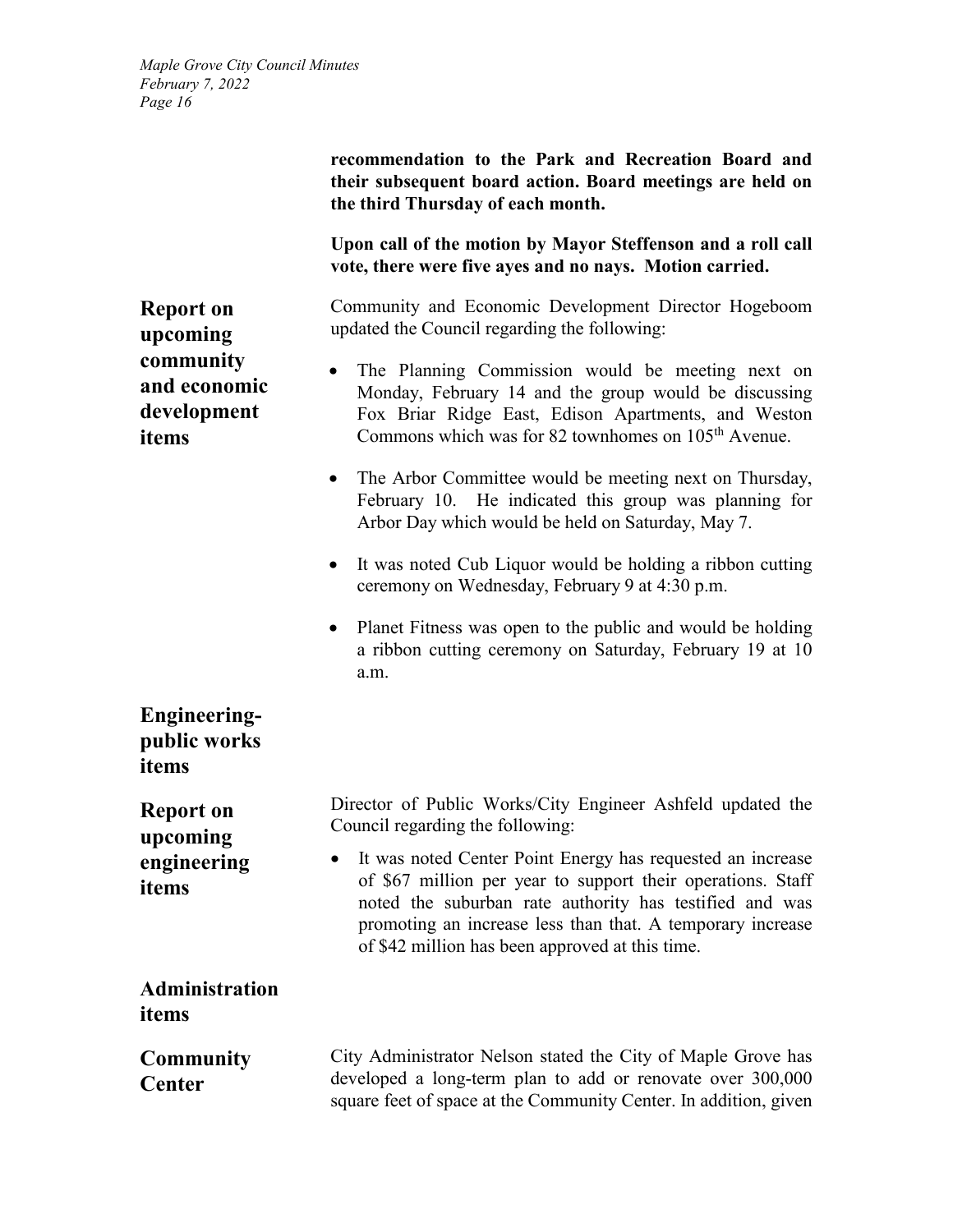**recommendation to the Park and Recreation Board and their subsequent board action. Board meetings are held on the third Thursday of each month.**

**Upon call of the motion by Mayor Steffenson and a roll call vote, there were five ayes and no nays. Motion carried.**

**Report on upcoming community and economic development items**

Community and Economic Development Director Hogeboom updated the Council regarding the following:

- The Planning Commission would be meeting next on Monday, February 14 and the group would be discussing Fox Briar Ridge East, Edison Apartments, and Weston Commons which was for 82 townhomes on 105th Avenue.
- The Arbor Committee would be meeting next on Thursday, February 10. He indicated this group was planning for Arbor Day which would be held on Saturday, May 7.
- It was noted Cub Liquor would be holding a ribbon cutting ceremony on Wednesday, February 9 at 4:30 p.m.
- Planet Fitness was open to the public and would be holding a ribbon cutting ceremony on Saturday, February 19 at 10 a.m.

**Engineering-public works items**

**Report on upcoming engineering items**

Director of Public Works/City Engineer Ashfeld updated the Council regarding the following:

- It was noted Center Point Energy has requested an increase of $67 million per year to support their operations. Staff noted the suburban rate authority has testified and was promoting an increase less than that. A temporary increase of $42 million has been approved at this time.

**Administration items**

**Community Center**

City Administrator Nelson stated the City of Maple Grove has developed a long-term plan to add or renovate over 300,000 square feet of space at the Community Center. In addition, given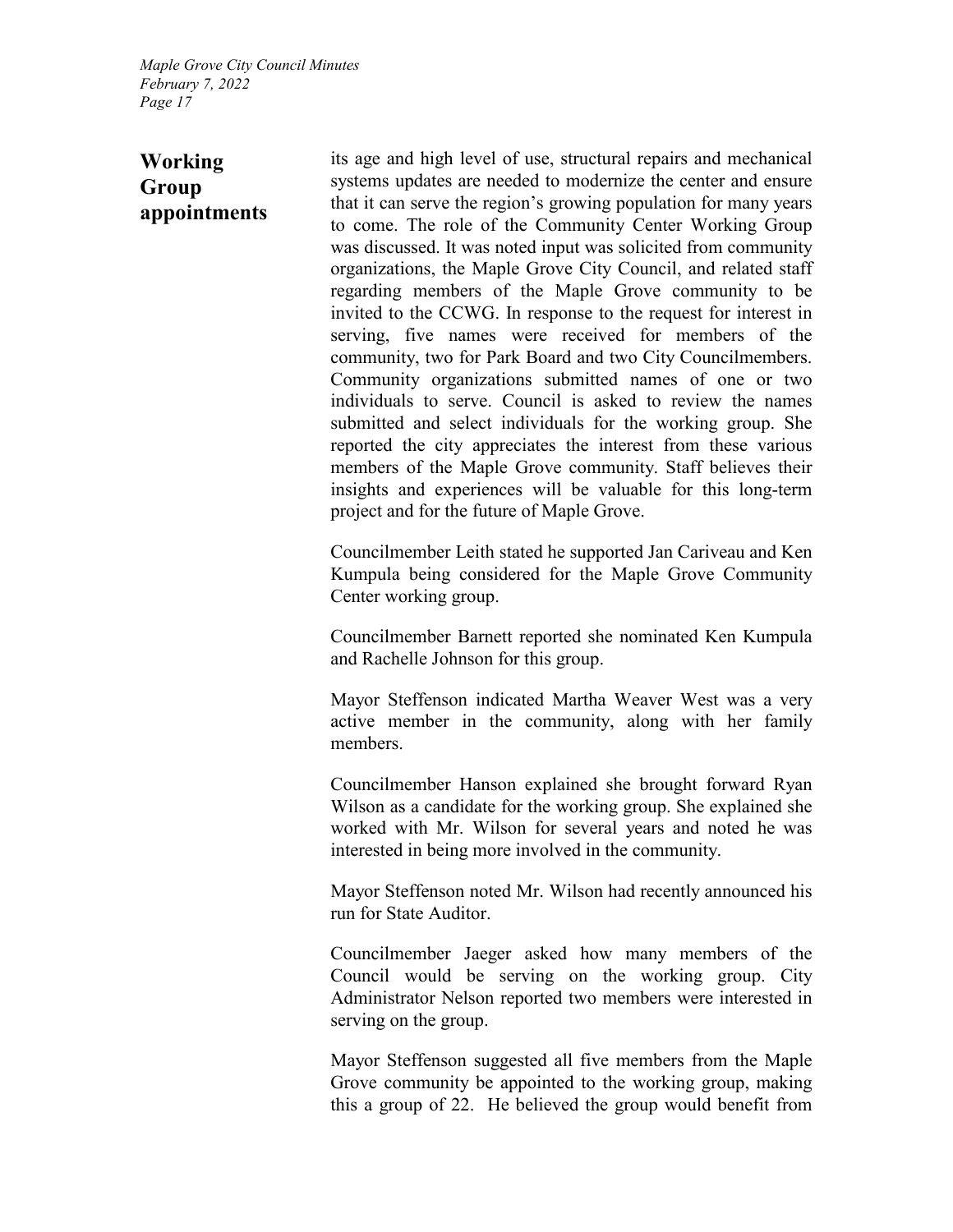**Working Group appointments**

its age and high level of use, structural repairs and mechanical systems updates are needed to modernize the center and ensure that it can serve the region's growing population for many years to come. The role of the Community Center Working Group was discussed. It was noted input was solicited from community organizations, the Maple Grove City Council, and related staff regarding members of the Maple Grove community to be invited to the CCWG. In response to the request for interest in serving, five names were received for members of the community, two for Park Board and two City Councilmembers. Community organizations submitted names of one or two individuals to serve. Council is asked to review the names submitted and select individuals for the working group. She reported the city appreciates the interest from these various members of the Maple Grove community. Staff believes their insights and experiences will be valuable for this long-term project and for the future of Maple Grove.

Councilmember Leith stated he supported Jan Cariveau and Ken Kumpula being considered for the Maple Grove Community Center working group.

Councilmember Barnett reported she nominated Ken Kumpula and Rachelle Johnson for this group.

Mayor Steffenson indicated Martha Weaver West was a very active member in the community, along with her family members.

Councilmember Hanson explained she brought forward Ryan Wilson as a candidate for the working group. She explained she worked with Mr. Wilson for several years and noted he was interested in being more involved in the community.

Mayor Steffenson noted Mr. Wilson had recently announced his run for State Auditor.

Councilmember Jaeger asked how many members of the Council would be serving on the working group. City Administrator Nelson reported two members were interested in serving on the group.

Mayor Steffenson suggested all five members from the Maple Grove community be appointed to the working group, making this a group of 22. He believed the group would benefit from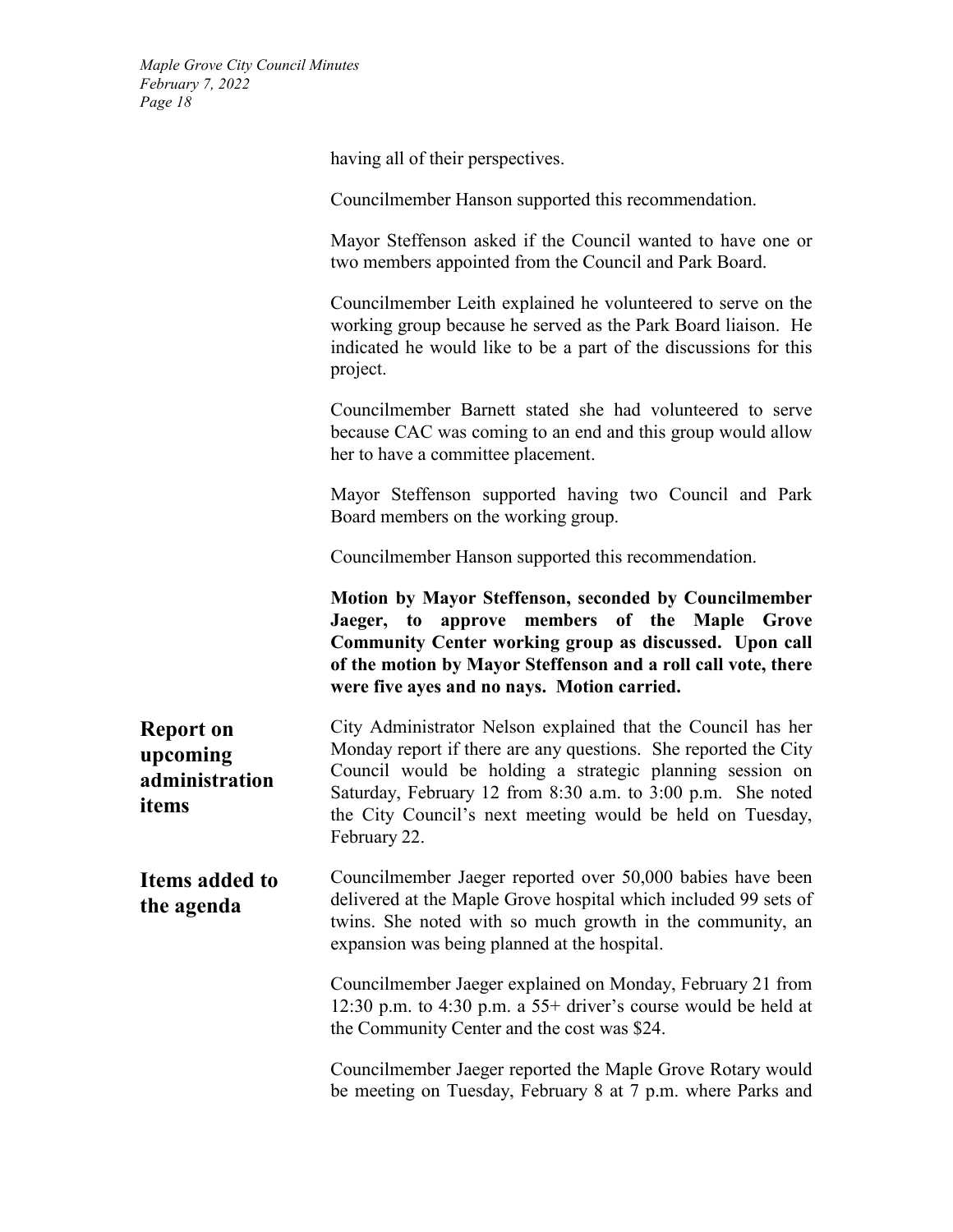having all of their perspectives.

Councilmember Hanson supported this recommendation.

Mayor Steffenson asked if the Council wanted to have one or two members appointed from the Council and Park Board.

Councilmember Leith explained he volunteered to serve on the working group because he served as the Park Board liaison. He indicated he would like to be a part of the discussions for this project.

Councilmember Barnett stated she had volunteered to serve because CAC was coming to an end and this group would allow her to have a committee placement.

Mayor Steffenson supported having two Council and Park Board members on the working group.

Councilmember Hanson supported this recommendation.

**Motion by Mayor Steffenson, seconded by Councilmember Jaeger, to approve members of the Maple Grove Community Center working group as discussed. Upon call of the motion by Mayor Steffenson and a roll call vote, there were five ayes and no nays. Motion carried.**

## Report on upcoming administration items

City Administrator Nelson explained that the Council has her Monday report if there are any questions. She reported the City Council would be holding a strategic planning session on Saturday, February 12 from 8:30 a.m. to 3:00 p.m. She noted the City Council's next meeting would be held on Tuesday, February 22.

## Items added to the agenda

Councilmember Jaeger reported over 50,000 babies have been delivered at the Maple Grove hospital which included 99 sets of twins. She noted with so much growth in the community, an expansion was being planned at the hospital.

Councilmember Jaeger explained on Monday, February 21 from 12:30 p.m. to 4:30 p.m. a 55+ driver's course would be held at the Community Center and the cost was $24.

Councilmember Jaeger reported the Maple Grove Rotary would be meeting on Tuesday, February 8 at 7 p.m. where Parks and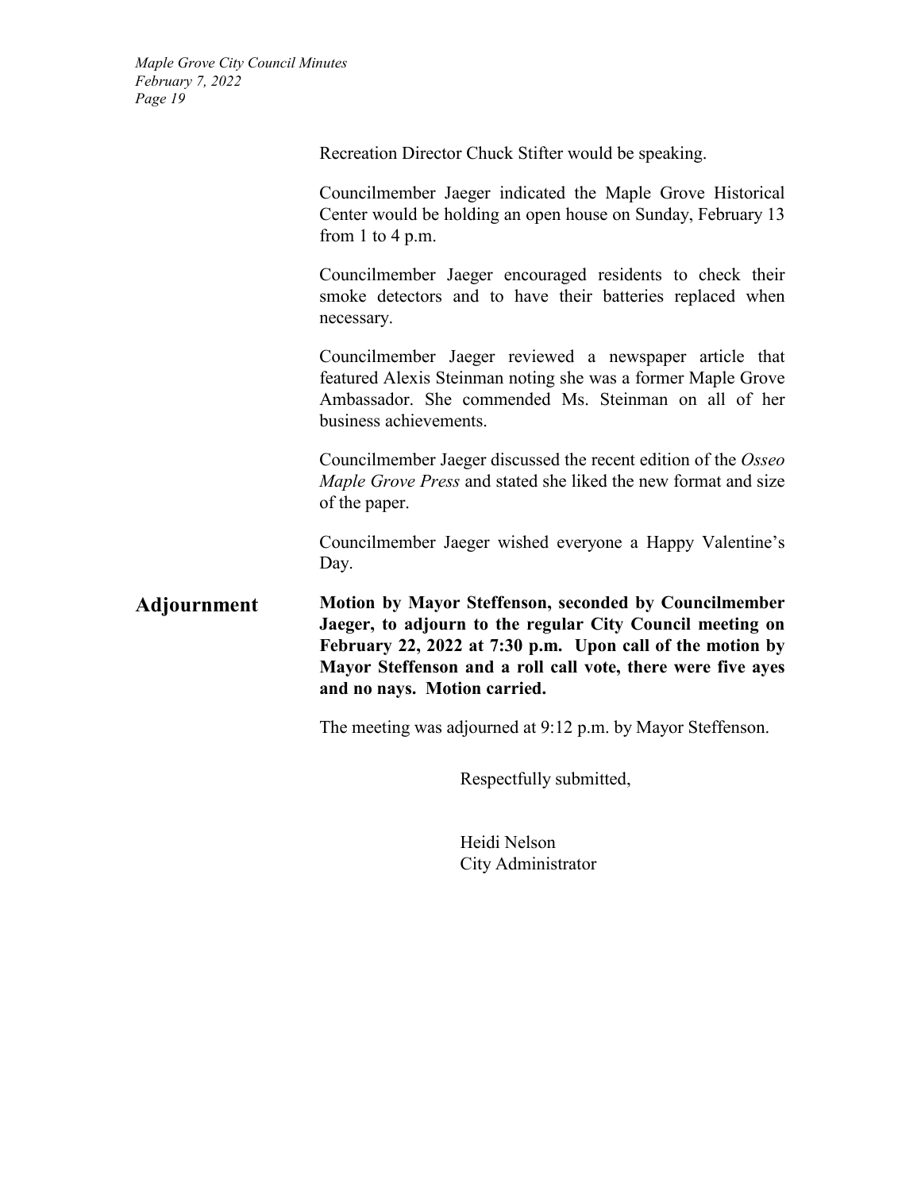Recreation Director Chuck Stifter would be speaking.

Councilmember Jaeger indicated the Maple Grove Historical Center would be holding an open house on Sunday, February 13 from 1 to 4 p.m.

Councilmember Jaeger encouraged residents to check their smoke detectors and to have their batteries replaced when necessary.

Councilmember Jaeger reviewed a newspaper article that featured Alexis Steinman noting she was a former Maple Grove Ambassador. She commended Ms. Steinman on all of her business achievements.

Councilmember Jaeger discussed the recent edition of the *Osseo Maple Grove Press* and stated she liked the new format and size of the paper.

Councilmember Jaeger wished everyone a Happy Valentine's Day.

## Adjournment

**Motion by Mayor Steffenson, seconded by Councilmember Jaeger, to adjourn to the regular City Council meeting on February 22, 2022 at 7:30 p.m. Upon call of the motion by Mayor Steffenson and a roll call vote, there were five ayes and no nays. Motion carried.**

The meeting was adjourned at 9:12 p.m. by Mayor Steffenson.

Respectfully submitted,

Heidi Nelson
City Administrator